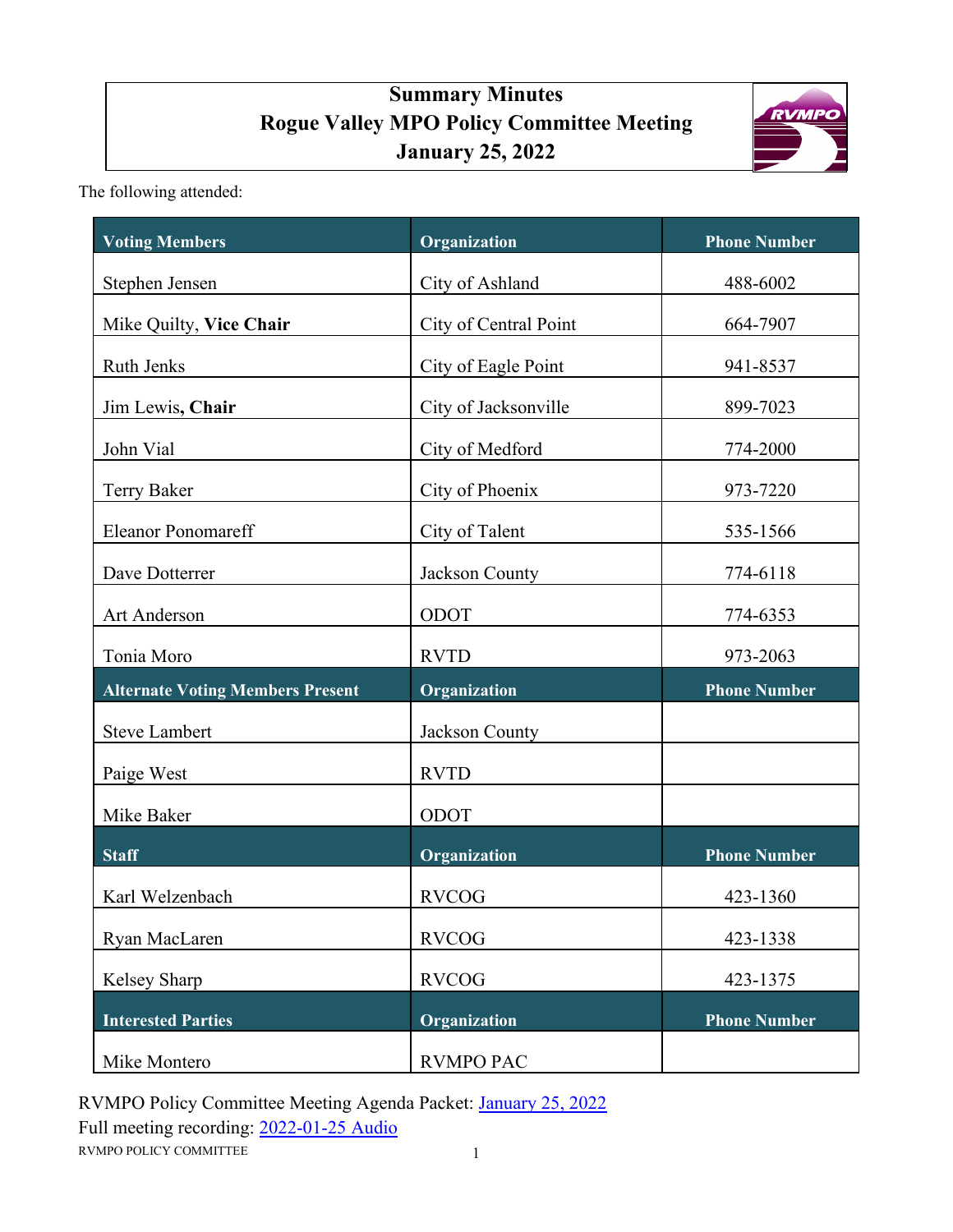# Summary Minutes
# Rogue Valley MPO Policy Committee Meeting
# January 25, 2022

The following attended:

| Voting Members | Organization | Phone Number |
|---|---|---|
| Stephen Jensen | City of Ashland | 488-6002 |
| Mike Quilty, **Vice Chair** | City of Central Point | 664-7907 |
| Ruth Jenks | City of Eagle Point | 941-8537 |
| Jim Lewis**, Chair** | City of Jacksonville | 899-7023 |
| John Vial | City of Medford | 774-2000 |
| Terry Baker | City of Phoenix | 973-7220 |
| Eleanor Ponomareff | City of Talent | 535-1566 |
| Dave Dotterrer | Jackson County | 774-6118 |
| Art Anderson | ODOT | 774-6353 |
| Tonia Moro | RVTD | 973-2063 |
| **Alternate Voting Members Present** | **Organization** | **Phone Number** |
| Steve Lambert | Jackson County | |
| Paige West | RVTD | |
| Mike Baker | ODOT | |
| **Staff** | **Organization** | **Phone Number** |
| Karl Welzenbach | RVCOG | 423-1360 |
| Ryan MacLaren | RVCOG | 423-1338 |
| Kelsey Sharp | RVCOG | 423-1375 |
| **Interested Parties** | **Organization** | **Phone Number** |
| Mike Montero | RVMPO PAC | |

RVMPO Policy Committee Meeting Agenda Packet: [January 25, 2022]
Full meeting recording: [2022-01-25 Audio]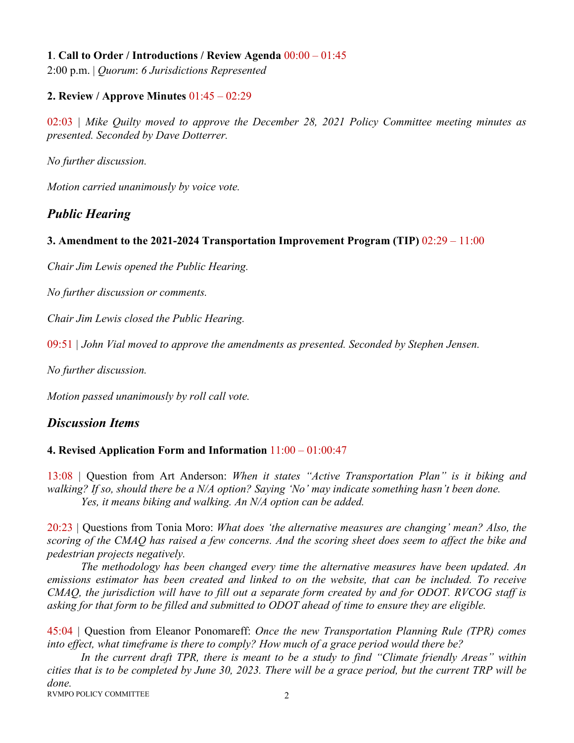**1**. **Call to Order / Introductions / Review Agenda** 00:00 – 01:45

2:00 p.m. | *Quorum*: *6 Jurisdictions Represented*

**2. Review / Approve Minutes** 01:45 – 02:29

02:03 | *Mike Quilty moved to approve the December 28, 2021 Policy Committee meeting minutes as presented. Seconded by Dave Dotterrer.*

*No further discussion.*

*Motion carried unanimously by voice vote.*

## *Public Hearing*

**3. Amendment to the 2021-2024 Transportation Improvement Program (TIP)** 02:29 – 11:00

*Chair Jim Lewis opened the Public Hearing.*

*No further discussion or comments.*

*Chair Jim Lewis closed the Public Hearing.*

09:51 | *John Vial moved to approve the amendments as presented. Seconded by Stephen Jensen.*

*No further discussion.*

*Motion passed unanimously by roll call vote.*

## *Discussion Items*

**4. Revised Application Form and Information** 11:00 – 01:00:47

13:08 | Question from Art Anderson: *When it states "Active Transportation Plan" is it biking and walking? If so, should there be a N/A option? Saying 'No' may indicate something hasn't been done.*

*Yes, it means biking and walking. An N/A option can be added.*

20:23 | Questions from Tonia Moro: *What does 'the alternative measures are changing' mean? Also, the scoring of the CMAQ has raised a few concerns. And the scoring sheet does seem to affect the bike and pedestrian projects negatively.*

*The methodology has been changed every time the alternative measures have been updated. An emissions estimator has been created and linked to on the website, that can be included. To receive CMAQ, the jurisdiction will have to fill out a separate form created by and for ODOT. RVCOG staff is asking for that form to be filled and submitted to ODOT ahead of time to ensure they are eligible.*

45:04 | Question from Eleanor Ponomareff: *Once the new Transportation Planning Rule (TPR) comes into effect, what timeframe is there to comply? How much of a grace period would there be?*

*In the current draft TPR, there is meant to be a study to find "Climate friendly Areas" within cities that is to be completed by June 30, 2023. There will be a grace period, but the current TRP will be done.*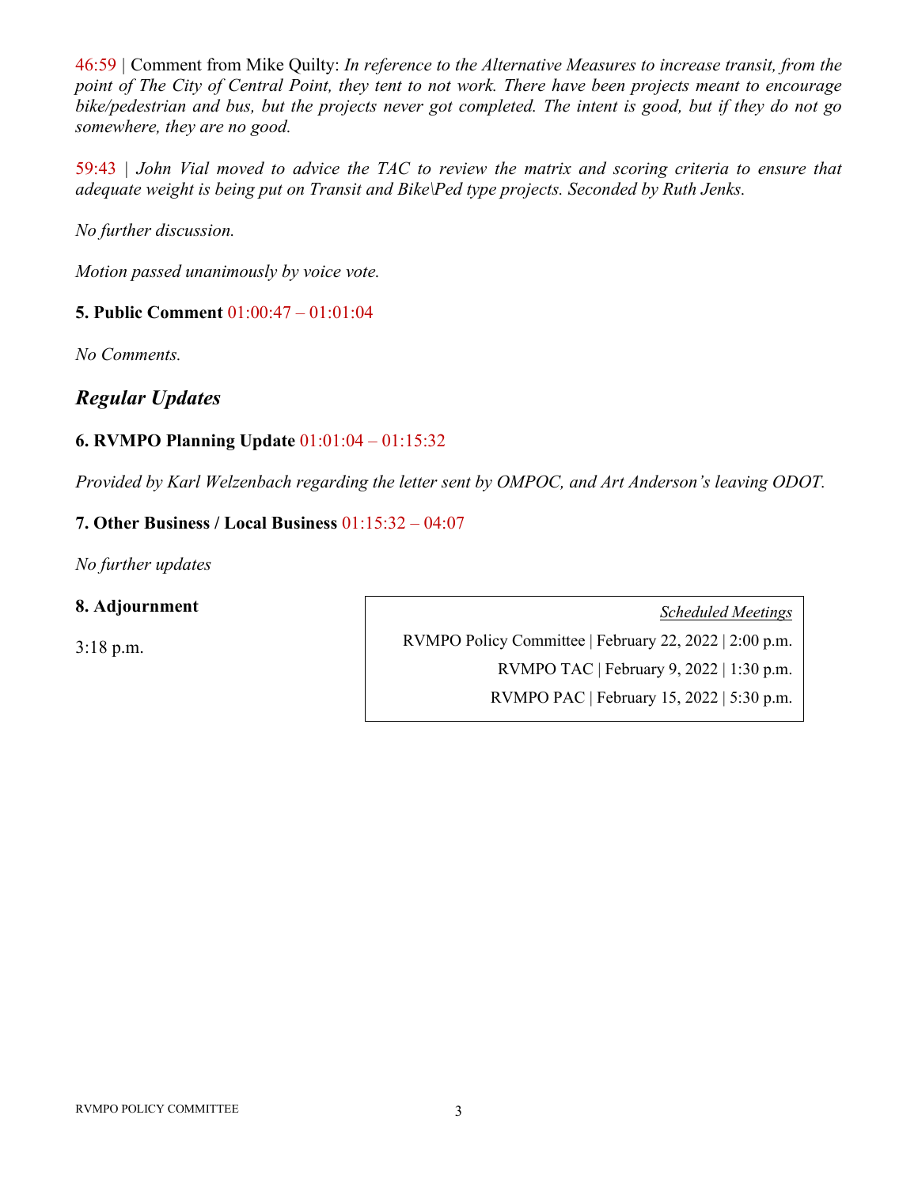46:59 | Comment from Mike Quilty: *In reference to the Alternative Measures to increase transit, from the point of The City of Central Point, they tent to not work. There have been projects meant to encourage bike/pedestrian and bus, but the projects never got completed. The intent is good, but if they do not go somewhere, they are no good.*

59:43 | *John Vial moved to advice the TAC to review the matrix and scoring criteria to ensure that adequate weight is being put on Transit and Bike\Ped type projects. Seconded by Ruth Jenks.*

*No further discussion.*

*Motion passed unanimously by voice vote.*

**5. Public Comment** 01:00:47 – 01:01:04

*No Comments.*

## *Regular Updates*

**6. RVMPO Planning Update** 01:01:04 – 01:15:32

*Provided by Karl Welzenbach regarding the letter sent by OMPOC, and Art Anderson's leaving ODOT.*

**7. Other Business / Local Business** 01:15:32 – 04:07

*No further updates*

**8. Adjournment**

3:18 p.m.

*Scheduled Meetings*

RVMPO Policy Committee | February 22, 2022 | 2:00 p.m.

RVMPO TAC | February 9, 2022 | 1:30 p.m.

RVMPO PAC | February 15, 2022 | 5:30 p.m.